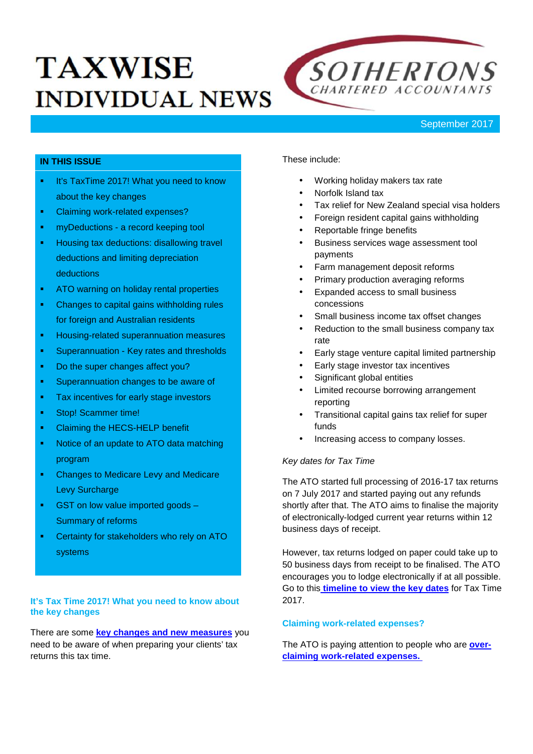# TAXWISE INDIVIDUAL NEWS

SOTHERTONS CHARTERED ACCOUNTANTS

September 2017

**IN THIS ISSUE**

- It's TaxTime 2017! What you need to know about the key changes
- Claiming work-related expenses?
- myDeductions - a record keeping tool
- Housing tax deductions: disallowing travel deductions and limiting depreciation deductions
- ATO warning on holiday rental properties
- Changes to capital gains withholding rules for foreign and Australian residents
- Housing-related superannuation measures
- Superannuation - Key rates and thresholds
- Do the super changes affect you?
- Superannuation changes to be aware of
- Tax incentives for early stage investors
- Stop! Scammer time!
- Claiming the HECS-HELP benefit
- Notice of an update to ATO data matching program
- Changes to Medicare Levy and Medicare Levy Surcharge
- GST on low value imported goods – Summary of reforms
- Certainty for stakeholders who rely on ATO systems

## It's Tax Time 2017! What you need to know about the key changes

There are some **key changes and new measures** you need to be aware of when preparing your clients' tax returns this tax time.

These include:

- Working holiday makers tax rate
- Norfolk Island tax
- Tax relief for New Zealand special visa holders
- Foreign resident capital gains withholding
- Reportable fringe benefits
- Business services wage assessment tool payments
- Farm management deposit reforms
- Primary production averaging reforms
- Expanded access to small business concessions
- Small business income tax offset changes
- Reduction to the small business company tax rate
- Early stage venture capital limited partnership
- Early stage investor tax incentives
- Significant global entities
- Limited recourse borrowing arrangement reporting
- Transitional capital gains tax relief for super funds
- Increasing access to company losses.

*Key dates for Tax Time*

The ATO started full processing of 2016-17 tax returns on 7 July 2017 and started paying out any refunds shortly after that. The ATO aims to finalise the majority of electronically-lodged current year returns within 12 business days of receipt.

However, tax returns lodged on paper could take up to 50 business days from receipt to be finalised. The ATO encourages you to lodge electronically if at all possible. Go to this **timeline to view the key dates** for Tax Time 2017.

## Claiming work-related expenses?

The ATO is paying attention to people who are **over-claiming work-related expenses.**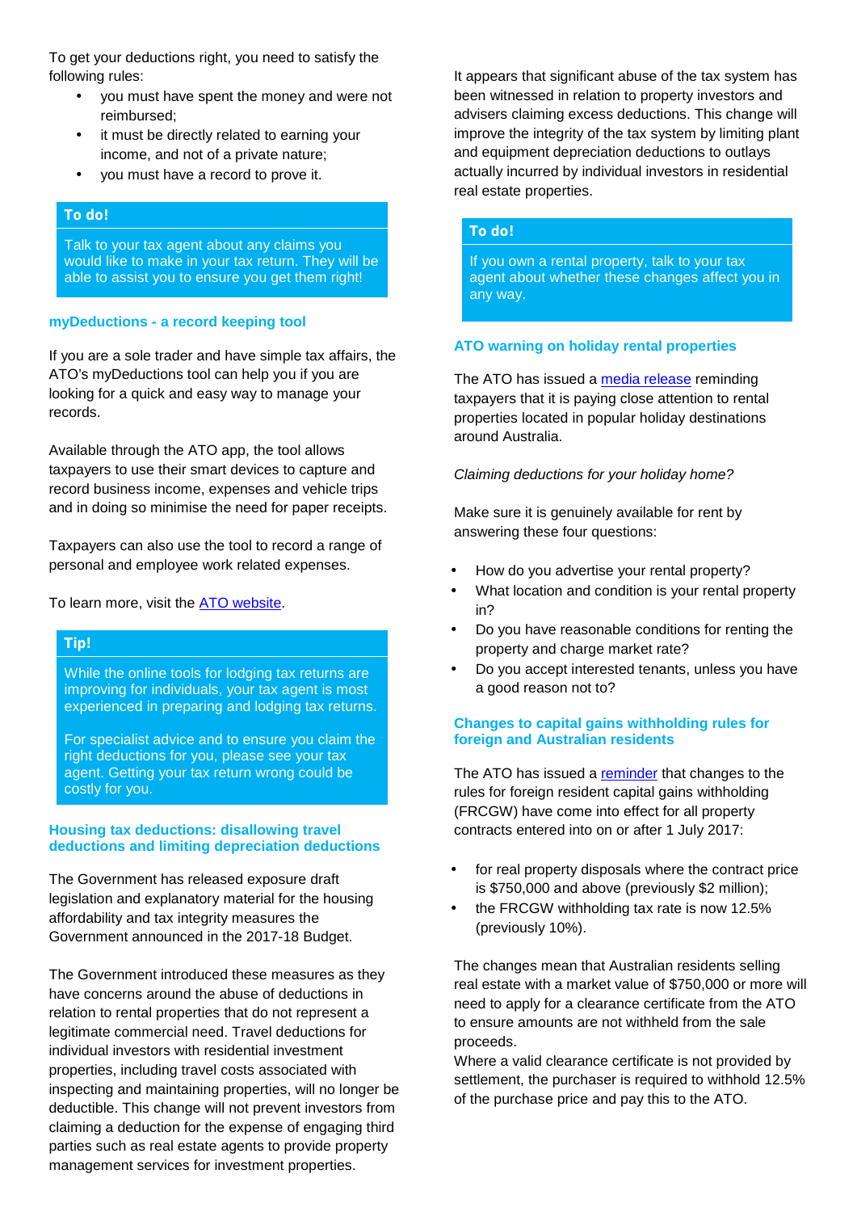To get your deductions right, you need to satisfy the following rules:

- you must have spent the money and were not reimbursed;
- it must be directly related to earning your income, and not of a private nature;
- you must have a record to prove it.

**To do!**

Talk to your tax agent about any claims you would like to make in your tax return. They will be able to assist you to ensure you get them right!

### myDeductions - a record keeping tool

If you are a sole trader and have simple tax affairs, the ATO's myDeductions tool can help you if you are looking for a quick and easy way to manage your records.

Available through the ATO app, the tool allows taxpayers to use their smart devices to capture and record business income, expenses and vehicle trips and in doing so minimise the need for paper receipts.

Taxpayers can also use the tool to record a range of personal and employee work related expenses.

To learn more, visit the ATO website.

**Tip!**

While the online tools for lodging tax returns are improving for individuals, your tax agent is most experienced in preparing and lodging tax returns.

For specialist advice and to ensure you claim the right deductions for you, please see your tax agent. Getting your tax return wrong could be costly for you.

### Housing tax deductions: disallowing travel deductions and limiting depreciation deductions

The Government has released exposure draft legislation and explanatory material for the housing affordability and tax integrity measures the Government announced in the 2017-18 Budget.

The Government introduced these measures as they have concerns around the abuse of deductions in relation to rental properties that do not represent a legitimate commercial need. Travel deductions for individual investors with residential investment properties, including travel costs associated with inspecting and maintaining properties, will no longer be deductible. This change will not prevent investors from claiming a deduction for the expense of engaging third parties such as real estate agents to provide property management services for investment properties.

It appears that significant abuse of the tax system has been witnessed in relation to property investors and advisers claiming excess deductions. This change will improve the integrity of the tax system by limiting plant and equipment depreciation deductions to outlays actually incurred by individual investors in residential real estate properties.

**To do!**

If you own a rental property, talk to your tax agent about whether these changes affect you in any way.

### ATO warning on holiday rental properties

The ATO has issued a media release reminding taxpayers that it is paying close attention to rental properties located in popular holiday destinations around Australia.

*Claiming deductions for your holiday home?*

Make sure it is genuinely available for rent by answering these four questions:

- How do you advertise your rental property?
- What location and condition is your rental property in?
- Do you have reasonable conditions for renting the property and charge market rate?
- Do you accept interested tenants, unless you have a good reason not to?

### Changes to capital gains withholding rules for foreign and Australian residents

The ATO has issued a reminder that changes to the rules for foreign resident capital gains withholding (FRCGW) have come into effect for all property contracts entered into on or after 1 July 2017:

- for real property disposals where the contract price is $750,000 and above (previously $2 million);
- the FRCGW withholding tax rate is now 12.5% (previously 10%).

The changes mean that Australian residents selling real estate with a market value of $750,000 or more will need to apply for a clearance certificate from the ATO to ensure amounts are not withheld from the sale proceeds.
Where a valid clearance certificate is not provided by settlement, the purchaser is required to withhold 12.5% of the purchase price and pay this to the ATO.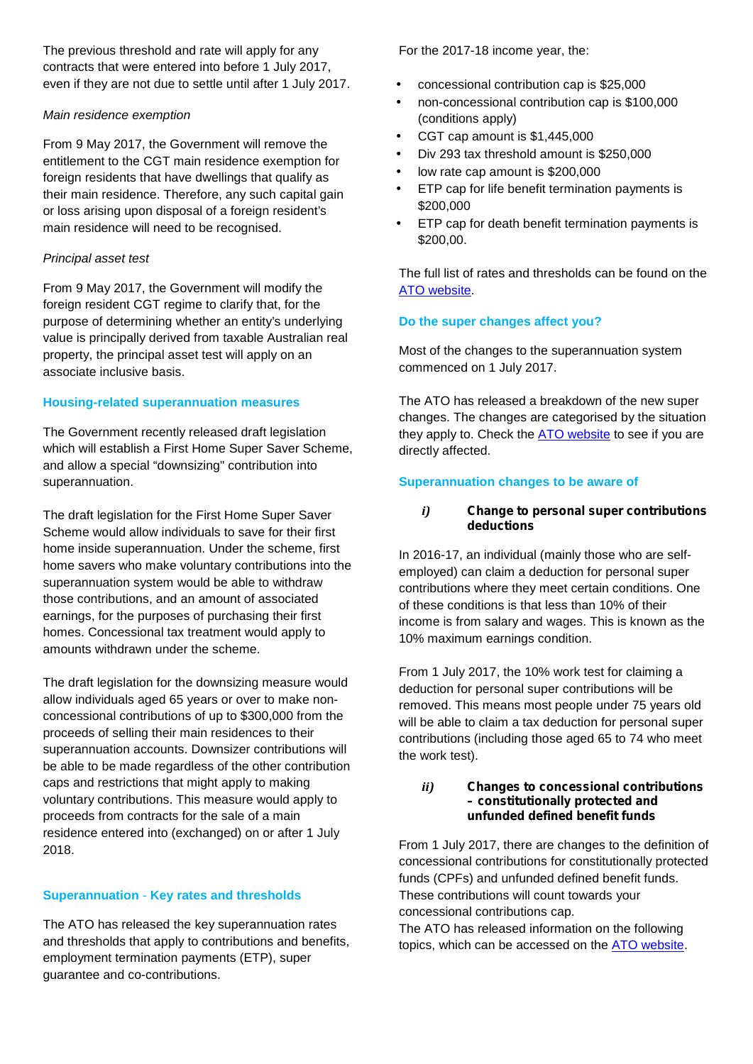The previous threshold and rate will apply for any contracts that were entered into before 1 July 2017, even if they are not due to settle until after 1 July 2017.

*Main residence exemption*

From 9 May 2017, the Government will remove the entitlement to the CGT main residence exemption for foreign residents that have dwellings that qualify as their main residence. Therefore, any such capital gain or loss arising upon disposal of a foreign resident's main residence will need to be recognised.

*Principal asset test*

From 9 May 2017, the Government will modify the foreign resident CGT regime to clarify that, for the purpose of determining whether an entity's underlying value is principally derived from taxable Australian real property, the principal asset test will apply on an associate inclusive basis.

## Housing-related superannuation measures

The Government recently released draft legislation which will establish a First Home Super Saver Scheme, and allow a special "downsizing" contribution into superannuation.

The draft legislation for the First Home Super Saver Scheme would allow individuals to save for their first home inside superannuation. Under the scheme, first home savers who make voluntary contributions into the superannuation system would be able to withdraw those contributions, and an amount of associated earnings, for the purposes of purchasing their first homes. Concessional tax treatment would apply to amounts withdrawn under the scheme.

The draft legislation for the downsizing measure would allow individuals aged 65 years or over to make non-concessional contributions of up to $300,000 from the proceeds of selling their main residences to their superannuation accounts. Downsizer contributions will be able to be made regardless of the other contribution caps and restrictions that might apply to making voluntary contributions. This measure would apply to proceeds from contracts for the sale of a main residence entered into (exchanged) on or after 1 July 2018.

## Superannuation - Key rates and thresholds

The ATO has released the key superannuation rates and thresholds that apply to contributions and benefits, employment termination payments (ETP), super guarantee and co-contributions.

For the 2017-18 income year, the:

- concessional contribution cap is $25,000
- non-concessional contribution cap is $100,000 (conditions apply)
- CGT cap amount is $1,445,000
- Div 293 tax threshold amount is $250,000
- low rate cap amount is $200,000
- ETP cap for life benefit termination payments is $200,000
- ETP cap for death benefit termination payments is $200,00.

The full list of rates and thresholds can be found on the ATO website.

## Do the super changes affect you?

Most of the changes to the superannuation system commenced on 1 July 2017.

The ATO has released a breakdown of the new super changes. The changes are categorised by the situation they apply to. Check the ATO website to see if you are directly affected.

## Superannuation changes to be aware of

### *i)* Change to personal super contributions deductions

In 2016-17, an individual (mainly those who are self-employed) can claim a deduction for personal super contributions where they meet certain conditions. One of these conditions is that less than 10% of their income is from salary and wages. This is known as the 10% maximum earnings condition.

From 1 July 2017, the 10% work test for claiming a deduction for personal super contributions will be removed. This means most people under 75 years old will be able to claim a tax deduction for personal super contributions (including those aged 65 to 74 who meet the work test).

### *ii)* Changes to concessional contributions – constitutionally protected and unfunded defined benefit funds

From 1 July 2017, there are changes to the definition of concessional contributions for constitutionally protected funds (CPFs) and unfunded defined benefit funds. These contributions will count towards your concessional contributions cap.
The ATO has released information on the following topics, which can be accessed on the ATO website.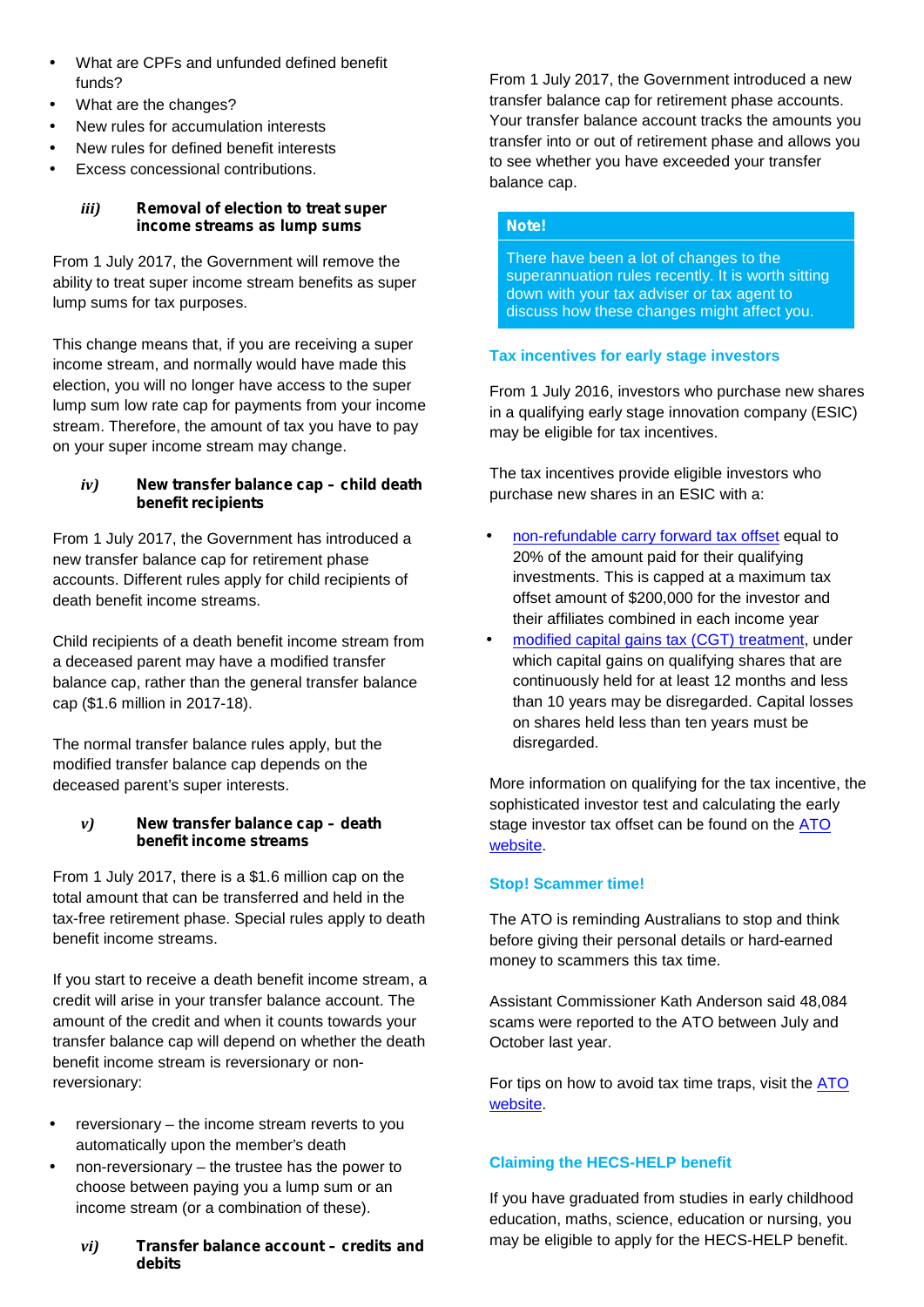- What are CPFs and unfunded defined benefit funds?
- What are the changes?
- New rules for accumulation interests
- New rules for defined benefit interests
- Excess concessional contributions.

#### *iii)* Removal of election to treat super income streams as lump sums

From 1 July 2017, the Government will remove the ability to treat super income stream benefits as super lump sums for tax purposes.

This change means that, if you are receiving a super income stream, and normally would have made this election, you will no longer have access to the super lump sum low rate cap for payments from your income stream. Therefore, the amount of tax you have to pay on your super income stream may change.

#### *iv)* New transfer balance cap – child death benefit recipients

From 1 July 2017, the Government has introduced a new transfer balance cap for retirement phase accounts. Different rules apply for child recipients of death benefit income streams.

Child recipients of a death benefit income stream from a deceased parent may have a modified transfer balance cap, rather than the general transfer balance cap ($1.6 million in 2017-18).

The normal transfer balance rules apply, but the modified transfer balance cap depends on the deceased parent's super interests.

#### *v)* New transfer balance cap – death benefit income streams

From 1 July 2017, there is a $1.6 million cap on the total amount that can be transferred and held in the tax-free retirement phase. Special rules apply to death benefit income streams.

If you start to receive a death benefit income stream, a credit will arise in your transfer balance account. The amount of the credit and when it counts towards your transfer balance cap will depend on whether the death benefit income stream is reversionary or non-reversionary:

- reversionary – the income stream reverts to you automatically upon the member's death
- non-reversionary – the trustee has the power to choose between paying you a lump sum or an income stream (or a combination of these).

#### *vi)* Transfer balance account – credits and debits

From 1 July 2017, the Government introduced a new transfer balance cap for retirement phase accounts. Your transfer balance account tracks the amounts you transfer into or out of retirement phase and allows you to see whether you have exceeded your transfer balance cap.

> **Note!**
>
> There have been a lot of changes to the superannuation rules recently. It is worth sitting down with your tax adviser or tax agent to discuss how these changes might affect you.

### Tax incentives for early stage investors

From 1 July 2016, investors who purchase new shares in a qualifying early stage innovation company (ESIC) may be eligible for tax incentives.

The tax incentives provide eligible investors who purchase new shares in an ESIC with a:

- non-refundable carry forward tax offset equal to 20% of the amount paid for their qualifying investments. This is capped at a maximum tax offset amount of $200,000 for the investor and their affiliates combined in each income year
- modified capital gains tax (CGT) treatment, under which capital gains on qualifying shares that are continuously held for at least 12 months and less than 10 years may be disregarded. Capital losses on shares held less than ten years must be disregarded.

More information on qualifying for the tax incentive, the sophisticated investor test and calculating the early stage investor tax offset can be found on the ATO website.

### Stop! Scammer time!

The ATO is reminding Australians to stop and think before giving their personal details or hard-earned money to scammers this tax time.

Assistant Commissioner Kath Anderson said 48,084 scams were reported to the ATO between July and October last year.

For tips on how to avoid tax time traps, visit the ATO website.

### Claiming the HECS-HELP benefit

If you have graduated from studies in early childhood education, maths, science, education or nursing, you may be eligible to apply for the HECS-HELP benefit.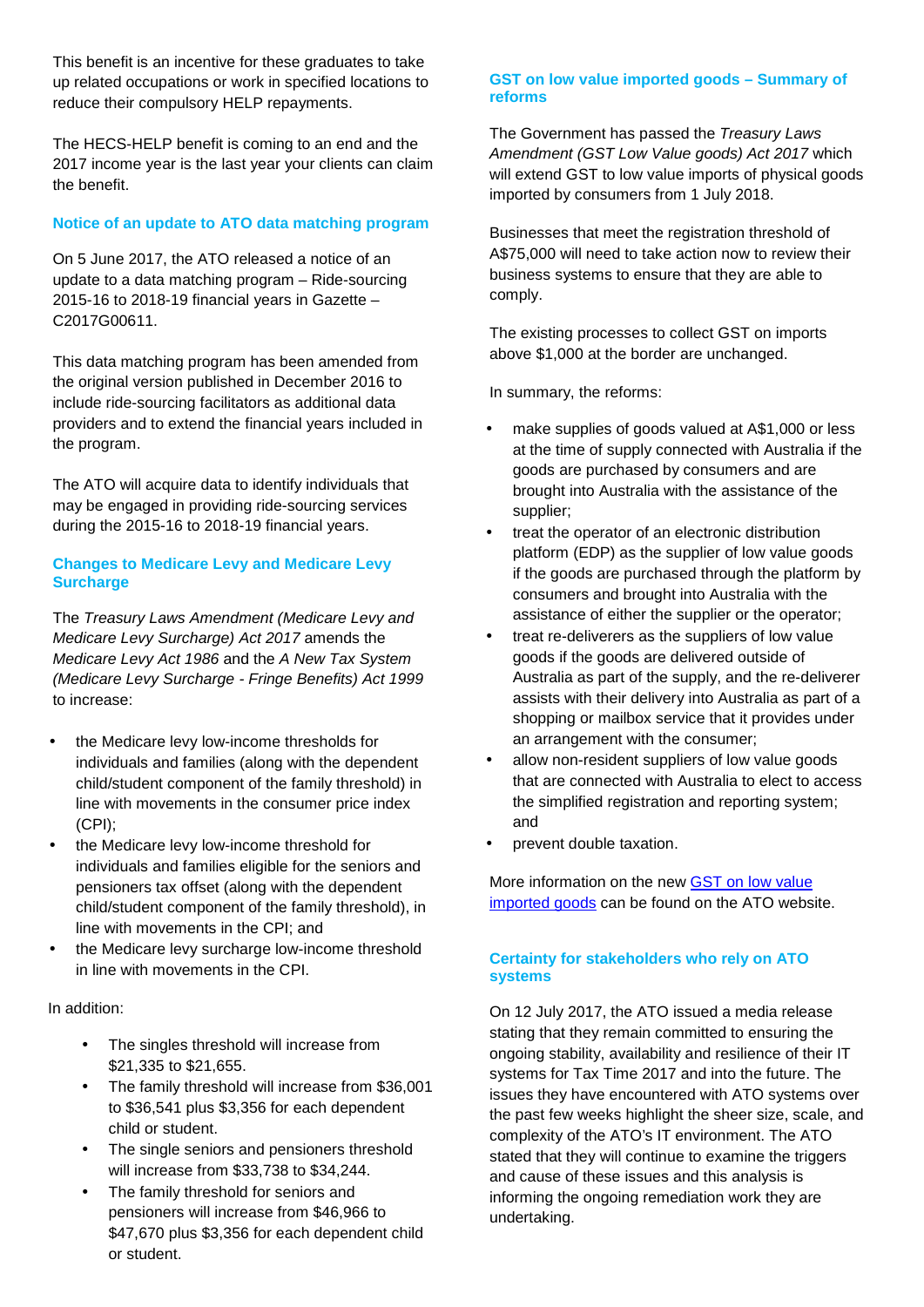This benefit is an incentive for these graduates to take up related occupations or work in specified locations to reduce their compulsory HELP repayments.

The HECS-HELP benefit is coming to an end and the 2017 income year is the last year your clients can claim the benefit.

## Notice of an update to ATO data matching program

On 5 June 2017, the ATO released a notice of an update to a data matching program – Ride-sourcing 2015-16 to 2018-19 financial years in Gazette – C2017G00611.

This data matching program has been amended from the original version published in December 2016 to include ride-sourcing facilitators as additional data providers and to extend the financial years included in the program.

The ATO will acquire data to identify individuals that may be engaged in providing ride-sourcing services during the 2015-16 to 2018-19 financial years.

## Changes to Medicare Levy and Medicare Levy Surcharge

The *Treasury Laws Amendment (Medicare Levy and Medicare Levy Surcharge) Act 2017* amends the *Medicare Levy Act 1986* and the *A New Tax System (Medicare Levy Surcharge - Fringe Benefits) Act 1999* to increase:

- the Medicare levy low-income thresholds for individuals and families (along with the dependent child/student component of the family threshold) in line with movements in the consumer price index (CPI);
- the Medicare levy low-income threshold for individuals and families eligible for the seniors and pensioners tax offset (along with the dependent child/student component of the family threshold), in line with movements in the CPI; and
- the Medicare levy surcharge low-income threshold in line with movements in the CPI.

In addition:

- The singles threshold will increase from $21,335 to $21,655.
- The family threshold will increase from $36,001 to $36,541 plus $3,356 for each dependent child or student.
- The single seniors and pensioners threshold will increase from $33,738 to $34,244.
- The family threshold for seniors and pensioners will increase from $46,966 to $47,670 plus $3,356 for each dependent child or student.

## GST on low value imported goods – Summary of reforms

The Government has passed the *Treasury Laws Amendment (GST Low Value goods) Act 2017* which will extend GST to low value imports of physical goods imported by consumers from 1 July 2018.

Businesses that meet the registration threshold of A$75,000 will need to take action now to review their business systems to ensure that they are able to comply.

The existing processes to collect GST on imports above $1,000 at the border are unchanged.

In summary, the reforms:

- make supplies of goods valued at A$1,000 or less at the time of supply connected with Australia if the goods are purchased by consumers and are brought into Australia with the assistance of the supplier;
- treat the operator of an electronic distribution platform (EDP) as the supplier of low value goods if the goods are purchased through the platform by consumers and brought into Australia with the assistance of either the supplier or the operator;
- treat re-deliverers as the suppliers of low value goods if the goods are delivered outside of Australia as part of the supply, and the re-deliverer assists with their delivery into Australia as part of a shopping or mailbox service that it provides under an arrangement with the consumer;
- allow non-resident suppliers of low value goods that are connected with Australia to elect to access the simplified registration and reporting system; and
- prevent double taxation.

More information on the new [GST on low value imported goods] can be found on the ATO website.

## Certainty for stakeholders who rely on ATO systems

On 12 July 2017, the ATO issued a media release stating that they remain committed to ensuring the ongoing stability, availability and resilience of their IT systems for Tax Time 2017 and into the future. The issues they have encountered with ATO systems over the past few weeks highlight the sheer size, scale, and complexity of the ATO's IT environment. The ATO stated that they will continue to examine the triggers and cause of these issues and this analysis is informing the ongoing remediation work they are undertaking.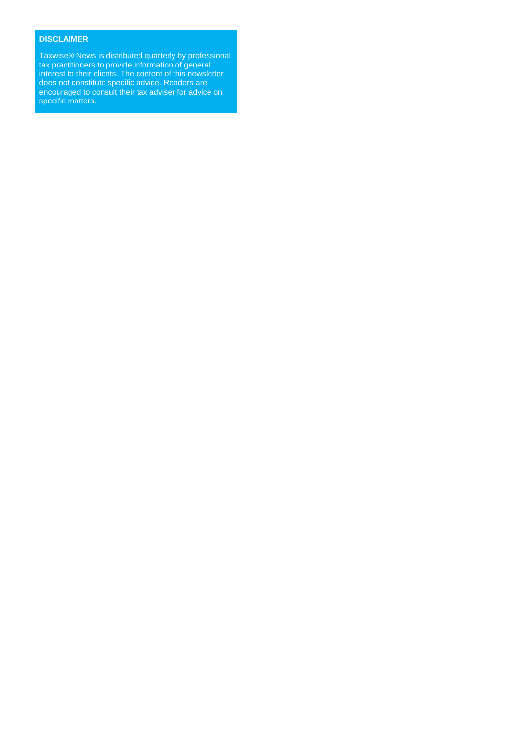**DISCLAIMER**

Taxwise® News is distributed quarterly by professional tax practitioners to provide information of general interest to their clients. The content of this newsletter does not constitute specific advice. Readers are encouraged to consult their tax adviser for advice on specific matters.